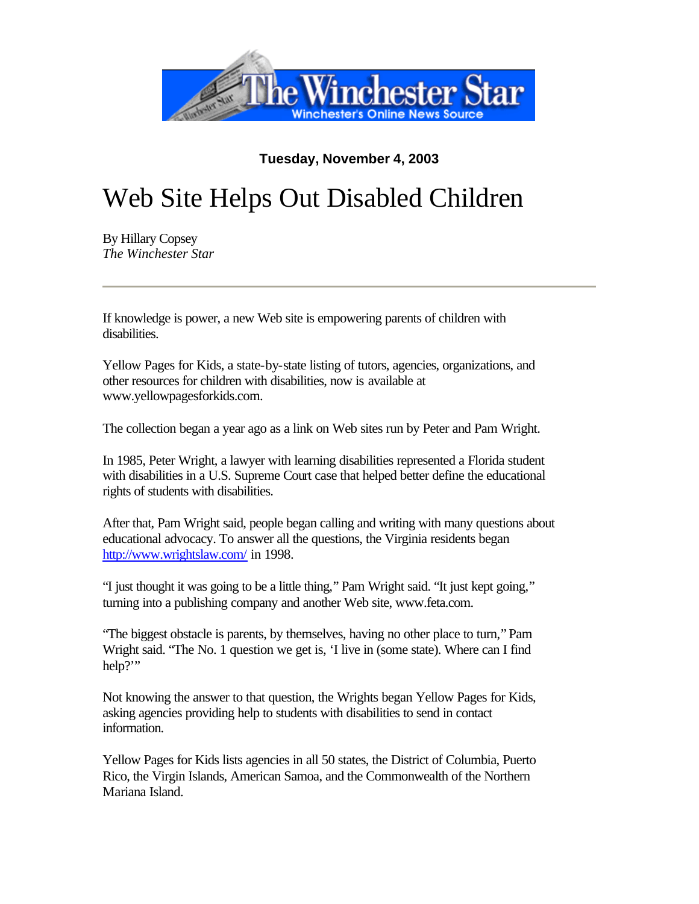**Tuesday, November 4, 2003**

# Web Site Helps Out Disabled Children

By Hillary Copsey
*The Winchester Star*

---

If knowledge is power, a new Web site is empowering parents of children with disabilities.

Yellow Pages for Kids, a state-by-state listing of tutors, agencies, organizations, and other resources for children with disabilities, now is available at www.yellowpagesforkids.com.

The collection began a year ago as a link on Web sites run by Peter and Pam Wright.

In 1985, Peter Wright, a lawyer with learning disabilities represented a Florida student with disabilities in a U.S. Supreme Court case that helped better define the educational rights of students with disabilities.

After that, Pam Wright said, people began calling and writing with many questions about educational advocacy. To answer all the questions, the Virginia residents began http://www.wrightslaw.com/ in 1998.

"I just thought it was going to be a little thing," Pam Wright said. "It just kept going," turning into a publishing company and another Web site, www.feta.com.

"The biggest obstacle is parents, by themselves, having no other place to turn," Pam Wright said. "The No. 1 question we get is, 'I live in (some state). Where can I find help?'"

Not knowing the answer to that question, the Wrights began Yellow Pages for Kids, asking agencies providing help to students with disabilities to send in contact information.

Yellow Pages for Kids lists agencies in all 50 states, the District of Columbia, Puerto Rico, the Virgin Islands, American Samoa, and the Commonwealth of the Northern Mariana Island.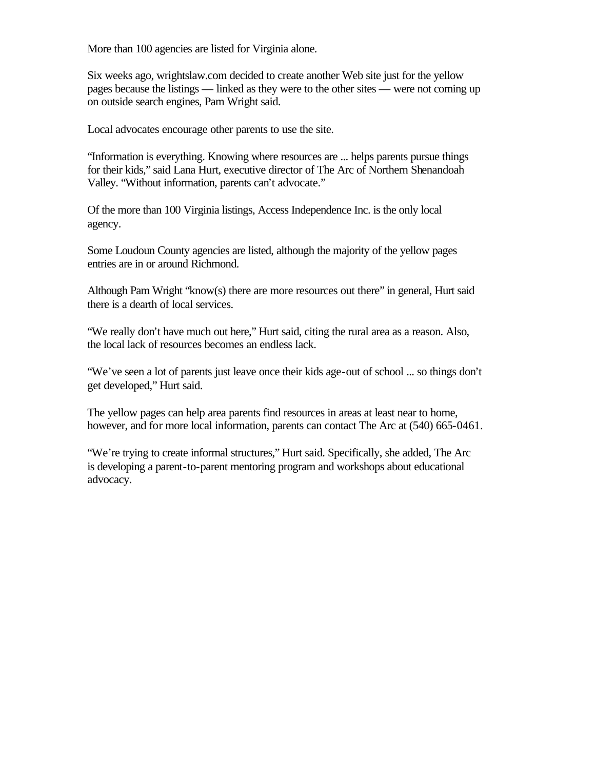More than 100 agencies are listed for Virginia alone.

Six weeks ago, wrightslaw.com decided to create another Web site just for the yellow pages because the listings — linked as they were to the other sites — were not coming up on outside search engines, Pam Wright said.

Local advocates encourage other parents to use the site.

"Information is everything. Knowing where resources are ... helps parents pursue things for their kids," said Lana Hurt, executive director of The Arc of Northern Shenandoah Valley. "Without information, parents can't advocate."

Of the more than 100 Virginia listings, Access Independence Inc. is the only local agency.

Some Loudoun County agencies are listed, although the majority of the yellow pages entries are in or around Richmond.

Although Pam Wright "know(s) there are more resources out there" in general, Hurt said there is a dearth of local services.

"We really don't have much out here," Hurt said, citing the rural area as a reason. Also, the local lack of resources becomes an endless lack.

"We've seen a lot of parents just leave once their kids age-out of school ... so things don't get developed," Hurt said.

The yellow pages can help area parents find resources in areas at least near to home, however, and for more local information, parents can contact The Arc at (540) 665-0461.

"We're trying to create informal structures," Hurt said. Specifically, she added, The Arc is developing a parent-to-parent mentoring program and workshops about educational advocacy.